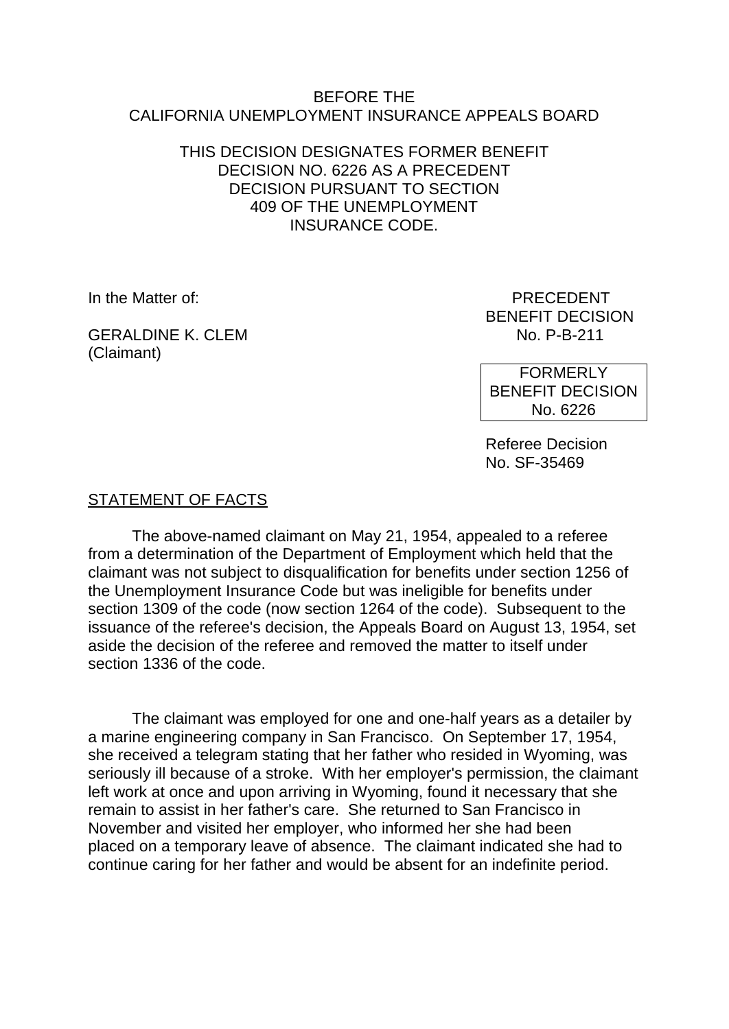BEFORE THE
CALIFORNIA UNEMPLOYMENT INSURANCE APPEALS BOARD

THIS DECISION DESIGNATES FORMER BENEFIT DECISION NO. 6226 AS A PRECEDENT DECISION PURSUANT TO SECTION 409 OF THE UNEMPLOYMENT INSURANCE CODE.

In the Matter of:

GERALDINE K. CLEM
(Claimant)

PRECEDENT
BENEFIT DECISION
No. P-B-211

FORMERLY
BENEFIT DECISION
No. 6226

Referee Decision
No. SF-35469

STATEMENT OF FACTS

The above-named claimant on May 21, 1954, appealed to a referee from a determination of the Department of Employment which held that the claimant was not subject to disqualification for benefits under section 1256 of the Unemployment Insurance Code but was ineligible for benefits under section 1309 of the code (now section 1264 of the code). Subsequent to the issuance of the referee's decision, the Appeals Board on August 13, 1954, set aside the decision of the referee and removed the matter to itself under section 1336 of the code.

The claimant was employed for one and one-half years as a detailer by a marine engineering company in San Francisco. On September 17, 1954, she received a telegram stating that her father who resided in Wyoming, was seriously ill because of a stroke. With her employer's permission, the claimant left work at once and upon arriving in Wyoming, found it necessary that she remain to assist in her father's care. She returned to San Francisco in November and visited her employer, who informed her she had been placed on a temporary leave of absence. The claimant indicated she had to continue caring for her father and would be absent for an indefinite period.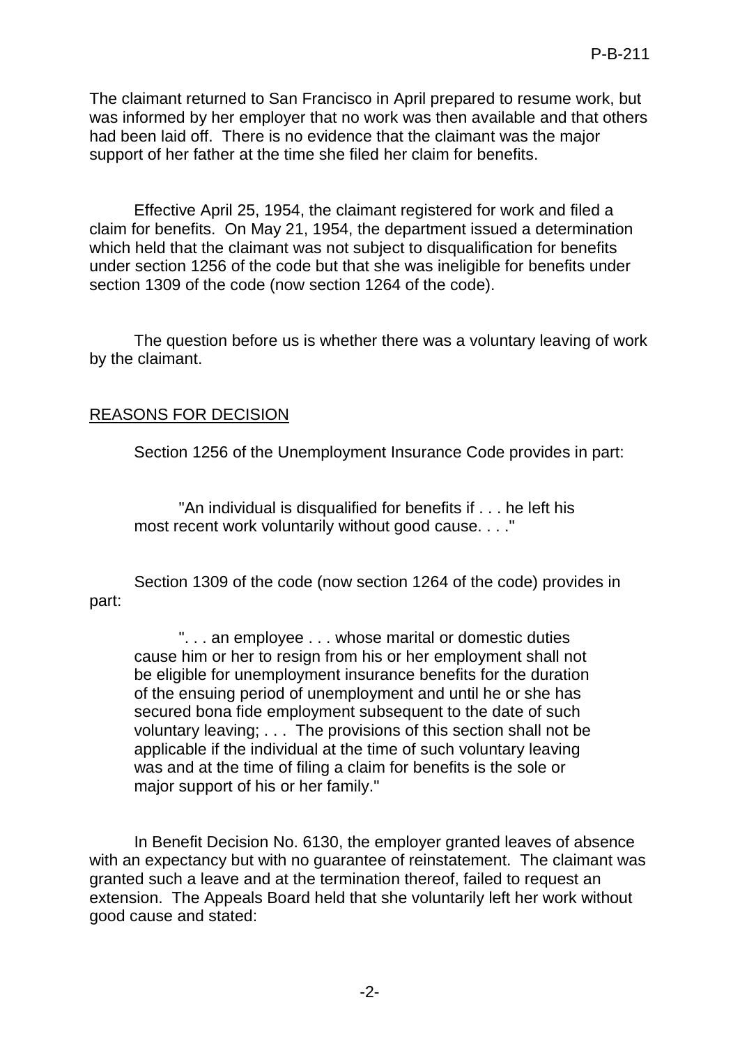The claimant returned to San Francisco in April prepared to resume work, but was informed by her employer that no work was then available and that others had been laid off. There is no evidence that the claimant was the major support of her father at the time she filed her claim for benefits.

Effective April 25, 1954, the claimant registered for work and filed a claim for benefits. On May 21, 1954, the department issued a determination which held that the claimant was not subject to disqualification for benefits under section 1256 of the code but that she was ineligible for benefits under section 1309 of the code (now section 1264 of the code).

The question before us is whether there was a voluntary leaving of work by the claimant.

## REASONS FOR DECISION

Section 1256 of the Unemployment Insurance Code provides in part:

> "An individual is disqualified for benefits if . . . he left his most recent work voluntarily without good cause. . . ."

Section 1309 of the code (now section 1264 of the code) provides in part:

> ". . . an employee . . . whose marital or domestic duties cause him or her to resign from his or her employment shall not be eligible for unemployment insurance benefits for the duration of the ensuing period of unemployment and until he or she has secured bona fide employment subsequent to the date of such voluntary leaving; . . . The provisions of this section shall not be applicable if the individual at the time of such voluntary leaving was and at the time of filing a claim for benefits is the sole or major support of his or her family."

In Benefit Decision No. 6130, the employer granted leaves of absence with an expectancy but with no guarantee of reinstatement. The claimant was granted such a leave and at the termination thereof, failed to request an extension. The Appeals Board held that she voluntarily left her work without good cause and stated: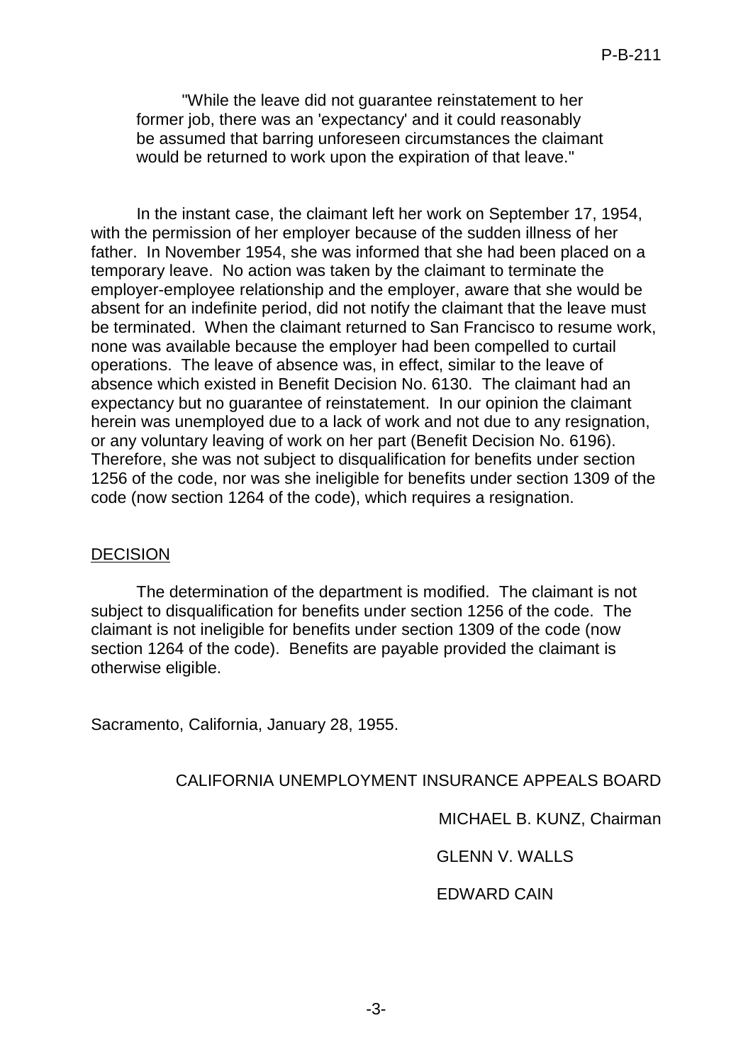> "While the leave did not guarantee reinstatement to her former job, there was an 'expectancy' and it could reasonably be assumed that barring unforeseen circumstances the claimant would be returned to work upon the expiration of that leave."

In the instant case, the claimant left her work on September 17, 1954, with the permission of her employer because of the sudden illness of her father. In November 1954, she was informed that she had been placed on a temporary leave. No action was taken by the claimant to terminate the employer-employee relationship and the employer, aware that she would be absent for an indefinite period, did not notify the claimant that the leave must be terminated. When the claimant returned to San Francisco to resume work, none was available because the employer had been compelled to curtail operations. The leave of absence was, in effect, similar to the leave of absence which existed in Benefit Decision No. 6130. The claimant had an expectancy but no guarantee of reinstatement. In our opinion the claimant herein was unemployed due to a lack of work and not due to any resignation, or any voluntary leaving of work on her part (Benefit Decision No. 6196). Therefore, she was not subject to disqualification for benefits under section 1256 of the code, nor was she ineligible for benefits under section 1309 of the code (now section 1264 of the code), which requires a resignation.

## DECISION

The determination of the department is modified. The claimant is not subject to disqualification for benefits under section 1256 of the code. The claimant is not ineligible for benefits under section 1309 of the code (now section 1264 of the code). Benefits are payable provided the claimant is otherwise eligible.

Sacramento, California, January 28, 1955.

CALIFORNIA UNEMPLOYMENT INSURANCE APPEALS BOARD

MICHAEL B. KUNZ, Chairman

GLENN V. WALLS

EDWARD CAIN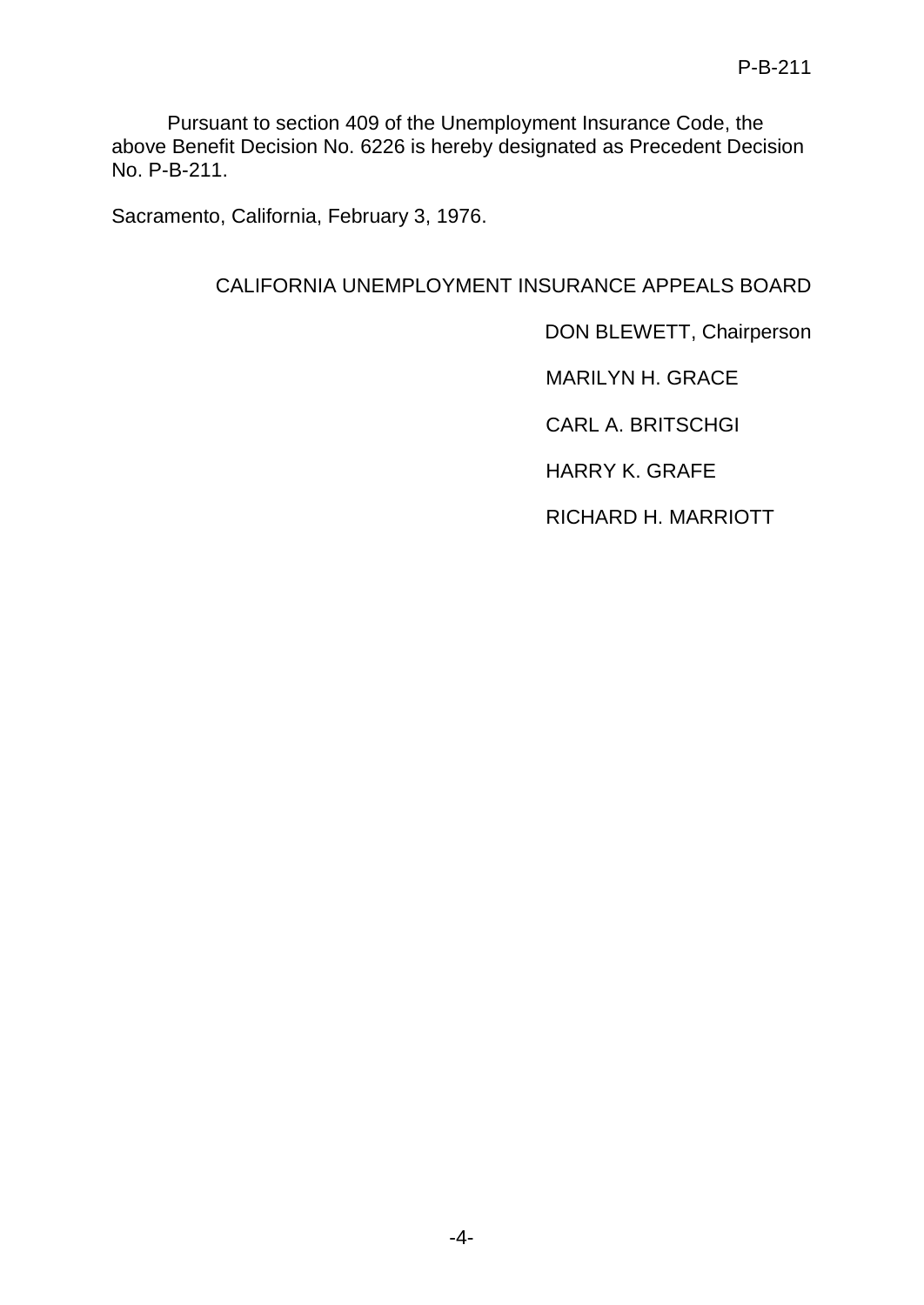Pursuant to section 409 of the Unemployment Insurance Code, the above Benefit Decision No. 6226 is hereby designated as Precedent Decision No. P-B-211.

Sacramento, California, February 3, 1976.

CALIFORNIA UNEMPLOYMENT INSURANCE APPEALS BOARD

DON BLEWETT, Chairperson

MARILYN H. GRACE

CARL A. BRITSCHGI

HARRY K. GRAFE

RICHARD H. MARRIOTT